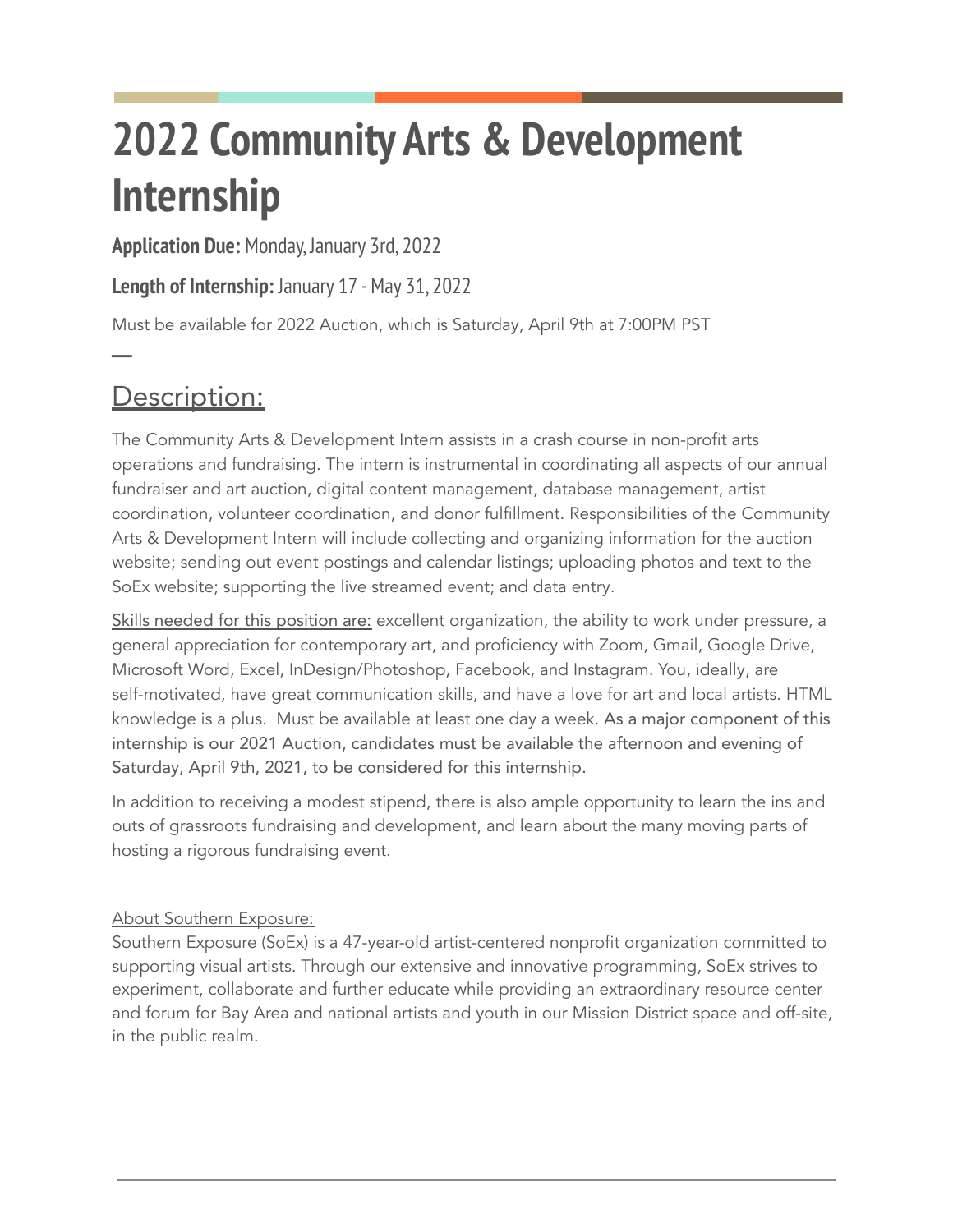# 2022 Community Arts & Development Internship

**Application Due:** Monday, January 3rd, 2022

**Length of Internship:** January 17 - May 31, 2022

Must be available for 2022 Auction, which is Saturday, April 9th at 7:00PM PST

—

## Description:

The Community Arts & Development Intern assists in a crash course in non-profit arts operations and fundraising. The intern is instrumental in coordinating all aspects of our annual fundraiser and art auction, digital content management, database management, artist coordination, volunteer coordination, and donor fulfillment. Responsibilities of the Community Arts & Development Intern will include collecting and organizing information for the auction website; sending out event postings and calendar listings; uploading photos and text to the SoEx website; supporting the live streamed event; and data entry.

Skills needed for this position are: excellent organization, the ability to work under pressure, a general appreciation for contemporary art, and proficiency with Zoom, Gmail, Google Drive, Microsoft Word, Excel, InDesign/Photoshop, Facebook, and Instagram. You, ideally, are self-motivated, have great communication skills, and have a love for art and local artists. HTML knowledge is a plus. Must be available at least one day a week. As a major component of this internship is our 2021 Auction, candidates must be available the afternoon and evening of Saturday, April 9th, 2021, to be considered for this internship.

In addition to receiving a modest stipend, there is also ample opportunity to learn the ins and outs of grassroots fundraising and development, and learn about the many moving parts of hosting a rigorous fundraising event.

About Southern Exposure:
Southern Exposure (SoEx) is a 47-year-old artist-centered nonprofit organization committed to supporting visual artists. Through our extensive and innovative programming, SoEx strives to experiment, collaborate and further educate while providing an extraordinary resource center and forum for Bay Area and national artists and youth in our Mission District space and off-site, in the public realm.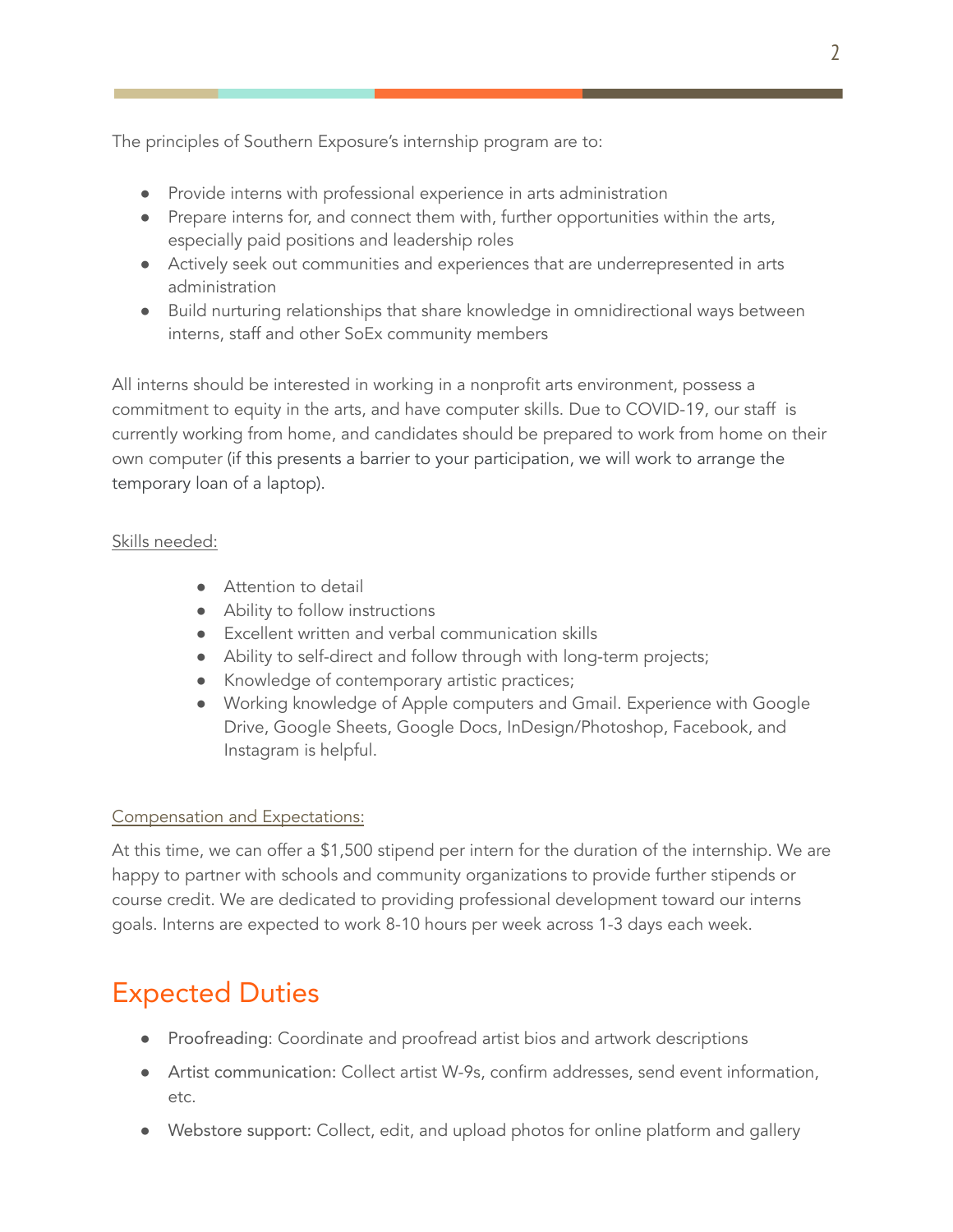The principles of Southern Exposure's internship program are to:

- Provide interns with professional experience in arts administration
- Prepare interns for, and connect them with, further opportunities within the arts, especially paid positions and leadership roles
- Actively seek out communities and experiences that are underrepresented in arts administration
- Build nurturing relationships that share knowledge in omnidirectional ways between interns, staff and other SoEx community members

All interns should be interested in working in a nonprofit arts environment, possess a commitment to equity in the arts, and have computer skills. Due to COVID-19, our staff is currently working from home, and candidates should be prepared to work from home on their own computer (if this presents a barrier to your participation, we will work to arrange the temporary loan of a laptop).

Skills needed:

- Attention to detail
- Ability to follow instructions
- Excellent written and verbal communication skills
- Ability to self-direct and follow through with long-term projects;
- Knowledge of contemporary artistic practices;
- Working knowledge of Apple computers and Gmail. Experience with Google Drive, Google Sheets, Google Docs, InDesign/Photoshop, Facebook, and Instagram is helpful.

Compensation and Expectations:

At this time, we can offer a $1,500 stipend per intern for the duration of the internship. We are happy to partner with schools and community organizations to provide further stipends or course credit. We are dedicated to providing professional development toward our interns goals. Interns are expected to work 8-10 hours per week across 1-3 days each week.

## Expected Duties

- Proofreading: Coordinate and proofread artist bios and artwork descriptions
- Artist communication: Collect artist W-9s, confirm addresses, send event information, etc.
- Webstore support: Collect, edit, and upload photos for online platform and gallery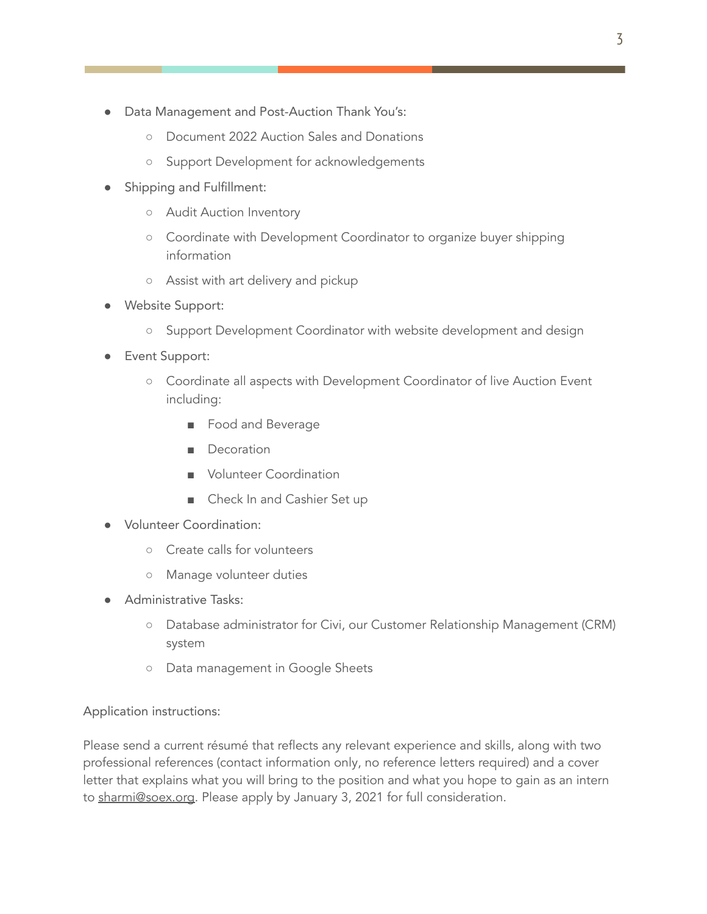- Data Management and Post-Auction Thank You's:
    - Document 2022 Auction Sales and Donations
    - Support Development for acknowledgements
- Shipping and Fulfillment:
    - Audit Auction Inventory
    - Coordinate with Development Coordinator to organize buyer shipping information
    - Assist with art delivery and pickup
- Website Support:
    - Support Development Coordinator with website development and design
- Event Support:
    - Coordinate all aspects with Development Coordinator of live Auction Event including:
        - Food and Beverage
        - Decoration
        - Volunteer Coordination
        - Check In and Cashier Set up
- Volunteer Coordination:
    - Create calls for volunteers
    - Manage volunteer duties
- Administrative Tasks:
    - Database administrator for Civi, our Customer Relationship Management (CRM) system
    - Data management in Google Sheets

Application instructions:

Please send a current résumé that reflects any relevant experience and skills, along with two professional references (contact information only, no reference letters required) and a cover letter that explains what you will bring to the position and what you hope to gain as an intern to sharmi@soex.org. Please apply by January 3, 2021 for full consideration.